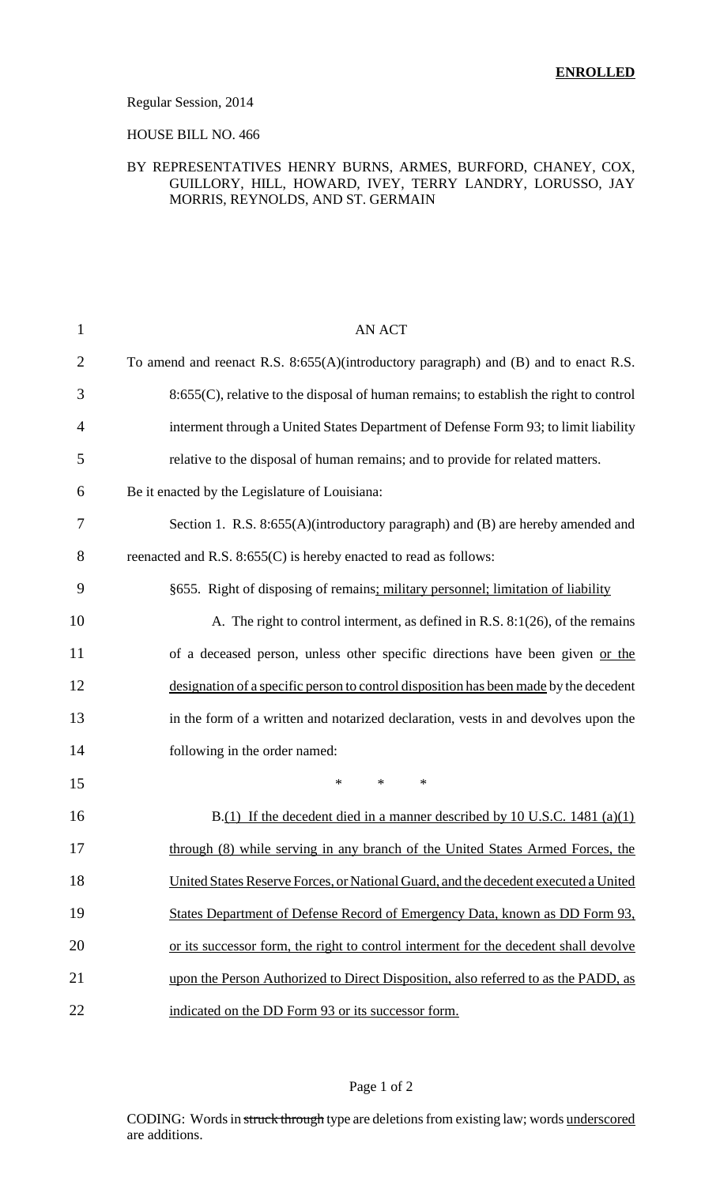**ENROLLED**

Regular Session, 2014

HOUSE BILL NO. 466

BY REPRESENTATIVES HENRY BURNS, ARMES, BURFORD, CHANEY, COX, GUILLORY, HILL, HOWARD, IVEY, TERRY LANDRY, LORUSSO, JAY MORRIS, REYNOLDS, AND ST. GERMAIN

AN ACT

To amend and reenact R.S. 8:655(A)(introductory paragraph) and (B) and to enact R.S. 8:655(C), relative to the disposal of human remains; to establish the right to control interment through a United States Department of Defense Form 93; to limit liability relative to the disposal of human remains; and to provide for related matters.

Be it enacted by the Legislature of Louisiana:

Section 1. R.S. 8:655(A)(introductory paragraph) and (B) are hereby amended and reenacted and R.S. 8:655(C) is hereby enacted to read as follows:

§655. Right of disposing of remains<u>; military personnel; limitation of liability</u>

A. The right to control interment, as defined in R.S. 8:1(26), of the remains of a deceased person, unless other specific directions have been given <u>or the designation of a specific person to control disposition has been made</u> by the decedent in the form of a written and notarized declaration, vests in and devolves upon the following in the order named:

\* \* \*

B.<u>(1) If the decedent died in a manner described by 10 U.S.C. 1481 (a)(1) through (8) while serving in any branch of the United States Armed Forces, the United States Reserve Forces, or National Guard, and the decedent executed a United States Department of Defense Record of Emergency Data, known as DD Form 93, or its successor form, the right to control interment for the decedent shall devolve upon the Person Authorized to Direct Disposition, also referred to as the PADD, as indicated on the DD Form 93 or its successor form.</u>

CODING: Words in ~~struck through~~ type are deletions from existing law; words <u>underscored</u> are additions.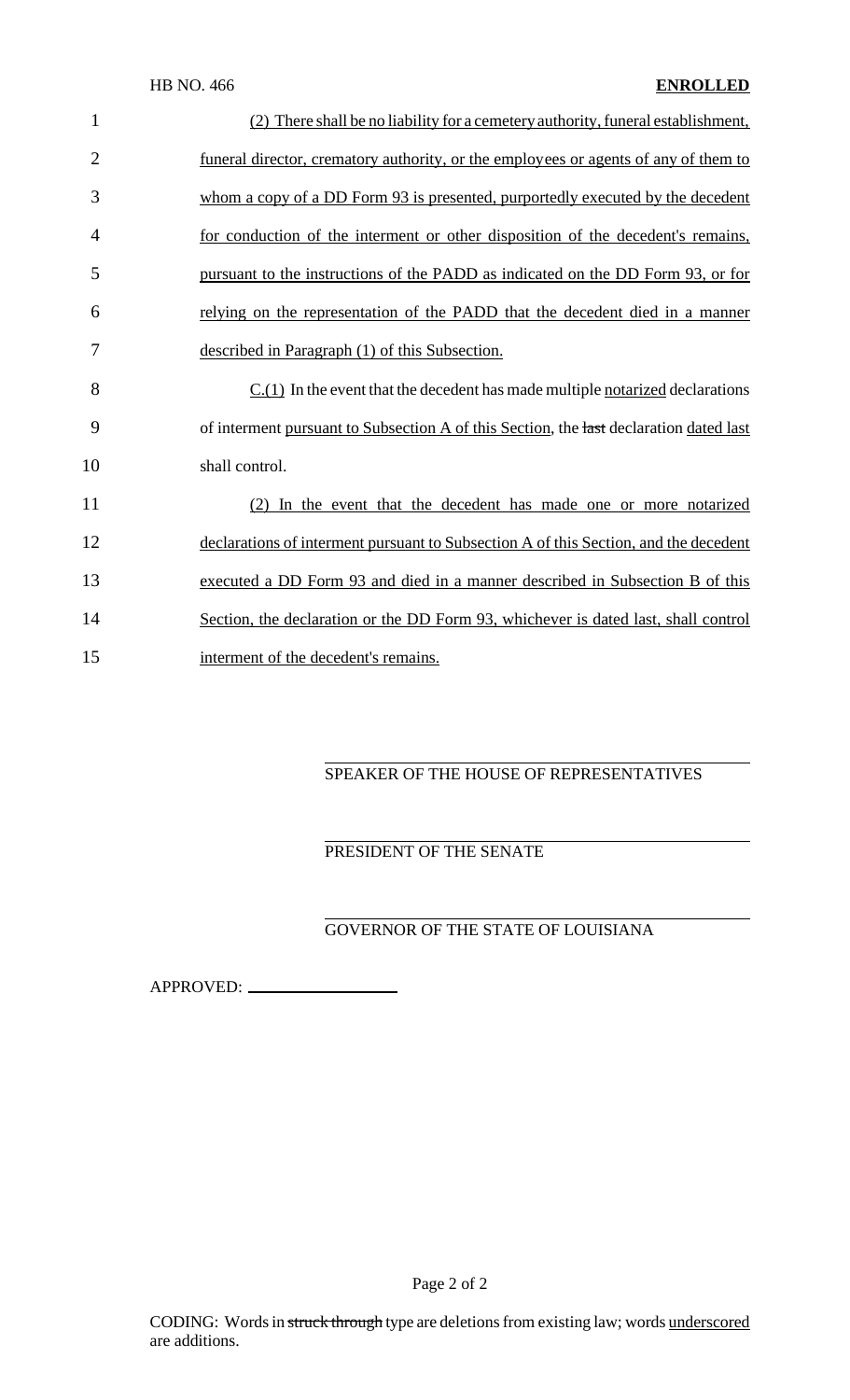(2) There shall be no liability for a cemetery authority, funeral establishment, funeral director, crematory authority, or the employees or agents of any of them to whom a copy of a DD Form 93 is presented, purportedly executed by the decedent for conduction of the interment or other disposition of the decedent's remains, pursuant to the instructions of the PADD as indicated on the DD Form 93, or for relying on the representation of the PADD that the decedent died in a manner described in Paragraph (1) of this Subsection.

C.(1) In the event that the decedent has made multiple notarized declarations of interment pursuant to Subsection A of this Section, the ~~last~~ declaration dated last shall control.

(2) In the event that the decedent has made one or more notarized declarations of interment pursuant to Subsection A of this Section, and the decedent executed a DD Form 93 and died in a manner described in Subsection B of this Section, the declaration or the DD Form 93, whichever is dated last, shall control interment of the decedent's remains.

SPEAKER OF THE HOUSE OF REPRESENTATIVES

PRESIDENT OF THE SENATE

GOVERNOR OF THE STATE OF LOUISIANA

APPROVED: ___________________

CODING: Words in ~~struck through~~ type are deletions from existing law; words underscored are additions.